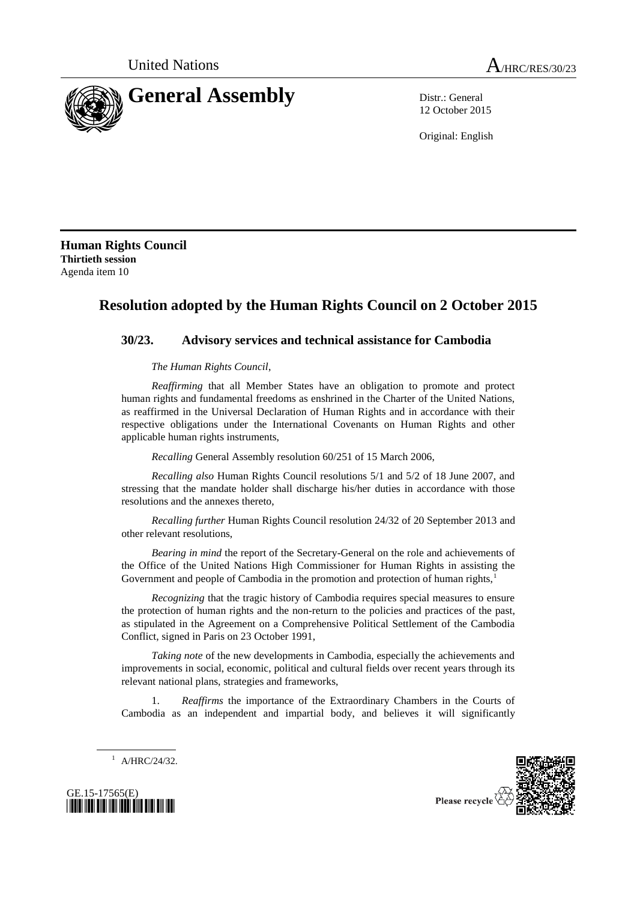United Nations A/HRC/RES/30/23

# General Assembly

Distr.: General
12 October 2015

Original: English

**Human Rights Council**
**Thirtieth session**
Agenda item 10

## Resolution adopted by the Human Rights Council on 2 October 2015

### 30/23. Advisory services and technical assistance for Cambodia

*The Human Rights Council*,

*Reaffirming* that all Member States have an obligation to promote and protect human rights and fundamental freedoms as enshrined in the Charter of the United Nations, as reaffirmed in the Universal Declaration of Human Rights and in accordance with their respective obligations under the International Covenants on Human Rights and other applicable human rights instruments,

*Recalling* General Assembly resolution 60/251 of 15 March 2006,

*Recalling also* Human Rights Council resolutions 5/1 and 5/2 of 18 June 2007, and stressing that the mandate holder shall discharge his/her duties in accordance with those resolutions and the annexes thereto,

*Recalling further* Human Rights Council resolution 24/32 of 20 September 2013 and other relevant resolutions,

*Bearing in mind* the report of the Secretary-General on the role and achievements of the Office of the United Nations High Commissioner for Human Rights in assisting the Government and people of Cambodia in the promotion and protection of human rights,[1]

*Recognizing* that the tragic history of Cambodia requires special measures to ensure the protection of human rights and the non-return to the policies and practices of the past, as stipulated in the Agreement on a Comprehensive Political Settlement of the Cambodia Conflict, signed in Paris on 23 October 1991,

*Taking note* of the new developments in Cambodia, especially the achievements and improvements in social, economic, political and cultural fields over recent years through its relevant national plans, strategies and frameworks,

1. *Reaffirms* the importance of the Extraordinary Chambers in the Courts of Cambodia as an independent and impartial body, and believes it will significantly

[1] A/HRC/24/32.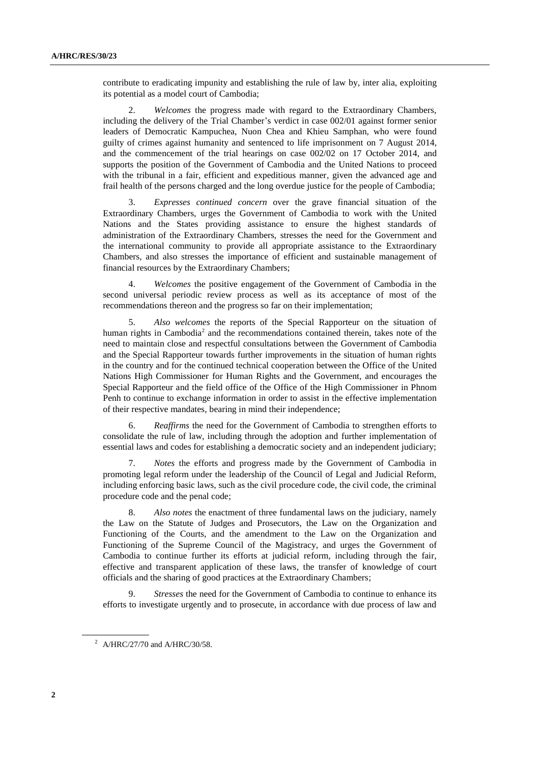contribute to eradicating impunity and establishing the rule of law by, inter alia, exploiting its potential as a model court of Cambodia;

2. *Welcomes* the progress made with regard to the Extraordinary Chambers, including the delivery of the Trial Chamber's verdict in case 002/01 against former senior leaders of Democratic Kampuchea, Nuon Chea and Khieu Samphan, who were found guilty of crimes against humanity and sentenced to life imprisonment on 7 August 2014, and the commencement of the trial hearings on case 002/02 on 17 October 2014, and supports the position of the Government of Cambodia and the United Nations to proceed with the tribunal in a fair, efficient and expeditious manner, given the advanced age and frail health of the persons charged and the long overdue justice for the people of Cambodia;

3. *Expresses continued concern* over the grave financial situation of the Extraordinary Chambers, urges the Government of Cambodia to work with the United Nations and the States providing assistance to ensure the highest standards of administration of the Extraordinary Chambers, stresses the need for the Government and the international community to provide all appropriate assistance to the Extraordinary Chambers, and also stresses the importance of efficient and sustainable management of financial resources by the Extraordinary Chambers;

4. *Welcomes* the positive engagement of the Government of Cambodia in the second universal periodic review process as well as its acceptance of most of the recommendations thereon and the progress so far on their implementation;

5. *Also welcomes* the reports of the Special Rapporteur on the situation of human rights in Cambodia[2] and the recommendations contained therein, takes note of the need to maintain close and respectful consultations between the Government of Cambodia and the Special Rapporteur towards further improvements in the situation of human rights in the country and for the continued technical cooperation between the Office of the United Nations High Commissioner for Human Rights and the Government, and encourages the Special Rapporteur and the field office of the Office of the High Commissioner in Phnom Penh to continue to exchange information in order to assist in the effective implementation of their respective mandates, bearing in mind their independence;

6. *Reaffirms* the need for the Government of Cambodia to strengthen efforts to consolidate the rule of law, including through the adoption and further implementation of essential laws and codes for establishing a democratic society and an independent judiciary;

7. *Notes* the efforts and progress made by the Government of Cambodia in promoting legal reform under the leadership of the Council of Legal and Judicial Reform, including enforcing basic laws, such as the civil procedure code, the civil code, the criminal procedure code and the penal code;

8. *Also notes* the enactment of three fundamental laws on the judiciary, namely the Law on the Statute of Judges and Prosecutors, the Law on the Organization and Functioning of the Courts, and the amendment to the Law on the Organization and Functioning of the Supreme Council of the Magistracy, and urges the Government of Cambodia to continue further its efforts at judicial reform, including through the fair, effective and transparent application of these laws, the transfer of knowledge of court officials and the sharing of good practices at the Extraordinary Chambers;

9. *Stresses* the need for the Government of Cambodia to continue to enhance its efforts to investigate urgently and to prosecute, in accordance with due process of law and

[2] A/HRC/27/70 and A/HRC/30/58.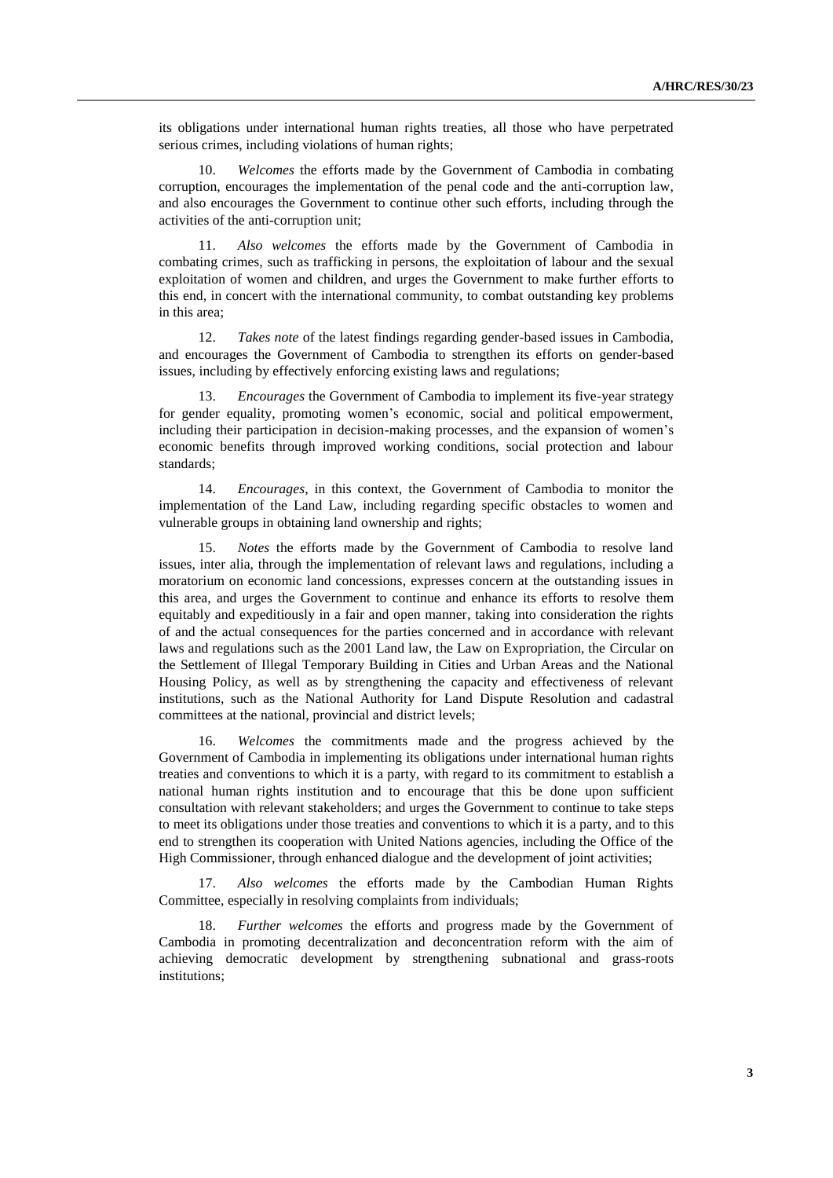its obligations under international human rights treaties, all those who have perpetrated serious crimes, including violations of human rights;

10. *Welcomes* the efforts made by the Government of Cambodia in combating corruption, encourages the implementation of the penal code and the anti-corruption law, and also encourages the Government to continue other such efforts, including through the activities of the anti-corruption unit;

11. *Also welcomes* the efforts made by the Government of Cambodia in combating crimes, such as trafficking in persons, the exploitation of labour and the sexual exploitation of women and children, and urges the Government to make further efforts to this end, in concert with the international community, to combat outstanding key problems in this area;

12. *Takes note* of the latest findings regarding gender-based issues in Cambodia, and encourages the Government of Cambodia to strengthen its efforts on gender-based issues, including by effectively enforcing existing laws and regulations;

13. *Encourages* the Government of Cambodia to implement its five-year strategy for gender equality, promoting women's economic, social and political empowerment, including their participation in decision-making processes, and the expansion of women's economic benefits through improved working conditions, social protection and labour standards;

14. *Encourages*, in this context, the Government of Cambodia to monitor the implementation of the Land Law, including regarding specific obstacles to women and vulnerable groups in obtaining land ownership and rights;

15. *Notes* the efforts made by the Government of Cambodia to resolve land issues, inter alia, through the implementation of relevant laws and regulations, including a moratorium on economic land concessions, expresses concern at the outstanding issues in this area, and urges the Government to continue and enhance its efforts to resolve them equitably and expeditiously in a fair and open manner, taking into consideration the rights of and the actual consequences for the parties concerned and in accordance with relevant laws and regulations such as the 2001 Land law, the Law on Expropriation, the Circular on the Settlement of Illegal Temporary Building in Cities and Urban Areas and the National Housing Policy, as well as by strengthening the capacity and effectiveness of relevant institutions, such as the National Authority for Land Dispute Resolution and cadastral committees at the national, provincial and district levels;

16. *Welcomes* the commitments made and the progress achieved by the Government of Cambodia in implementing its obligations under international human rights treaties and conventions to which it is a party, with regard to its commitment to establish a national human rights institution and to encourage that this be done upon sufficient consultation with relevant stakeholders; and urges the Government to continue to take steps to meet its obligations under those treaties and conventions to which it is a party, and to this end to strengthen its cooperation with United Nations agencies, including the Office of the High Commissioner, through enhanced dialogue and the development of joint activities;

17. *Also welcomes* the efforts made by the Cambodian Human Rights Committee, especially in resolving complaints from individuals;

18. *Further welcomes* the efforts and progress made by the Government of Cambodia in promoting decentralization and deconcentration reform with the aim of achieving democratic development by strengthening subnational and grass-roots institutions;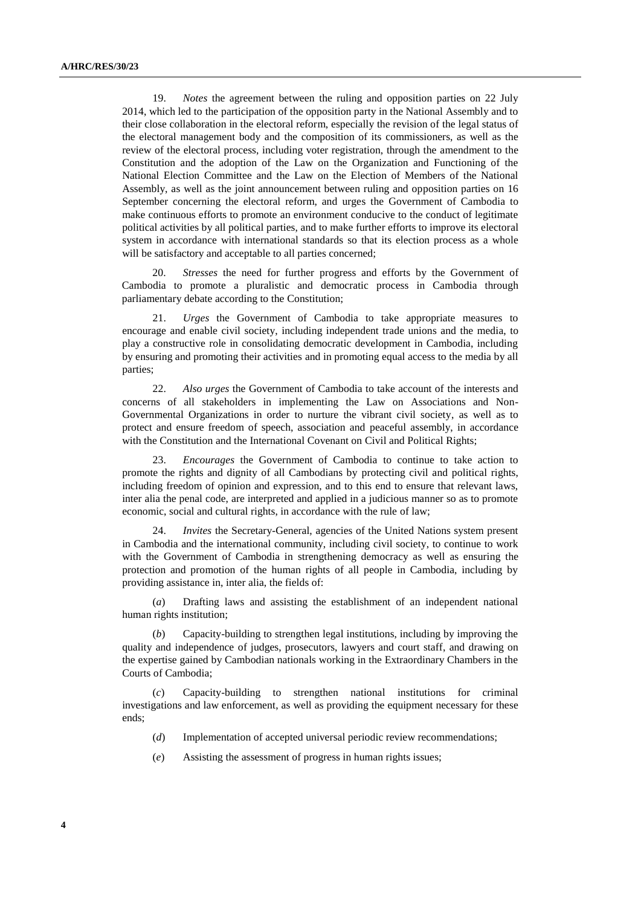19. *Notes* the agreement between the ruling and opposition parties on 22 July 2014, which led to the participation of the opposition party in the National Assembly and to their close collaboration in the electoral reform, especially the revision of the legal status of the electoral management body and the composition of its commissioners, as well as the review of the electoral process, including voter registration, through the amendment to the Constitution and the adoption of the Law on the Organization and Functioning of the National Election Committee and the Law on the Election of Members of the National Assembly, as well as the joint announcement between ruling and opposition parties on 16 September concerning the electoral reform, and urges the Government of Cambodia to make continuous efforts to promote an environment conducive to the conduct of legitimate political activities by all political parties, and to make further efforts to improve its electoral system in accordance with international standards so that its election process as a whole will be satisfactory and acceptable to all parties concerned;

20. *Stresses* the need for further progress and efforts by the Government of Cambodia to promote a pluralistic and democratic process in Cambodia through parliamentary debate according to the Constitution;

21. *Urges* the Government of Cambodia to take appropriate measures to encourage and enable civil society, including independent trade unions and the media, to play a constructive role in consolidating democratic development in Cambodia, including by ensuring and promoting their activities and in promoting equal access to the media by all parties;

22. *Also urges* the Government of Cambodia to take account of the interests and concerns of all stakeholders in implementing the Law on Associations and Non-Governmental Organizations in order to nurture the vibrant civil society, as well as to protect and ensure freedom of speech, association and peaceful assembly, in accordance with the Constitution and the International Covenant on Civil and Political Rights;

23. *Encourages* the Government of Cambodia to continue to take action to promote the rights and dignity of all Cambodians by protecting civil and political rights, including freedom of opinion and expression, and to this end to ensure that relevant laws, inter alia the penal code, are interpreted and applied in a judicious manner so as to promote economic, social and cultural rights, in accordance with the rule of law;

24. *Invites* the Secretary-General, agencies of the United Nations system present in Cambodia and the international community, including civil society, to continue to work with the Government of Cambodia in strengthening democracy as well as ensuring the protection and promotion of the human rights of all people in Cambodia, including by providing assistance in, inter alia, the fields of:

(*a*) Drafting laws and assisting the establishment of an independent national human rights institution;

(*b*) Capacity-building to strengthen legal institutions, including by improving the quality and independence of judges, prosecutors, lawyers and court staff, and drawing on the expertise gained by Cambodian nationals working in the Extraordinary Chambers in the Courts of Cambodia;

(*c*) Capacity-building to strengthen national institutions for criminal investigations and law enforcement, as well as providing the equipment necessary for these ends;

(*d*) Implementation of accepted universal periodic review recommendations;

(*e*) Assisting the assessment of progress in human rights issues;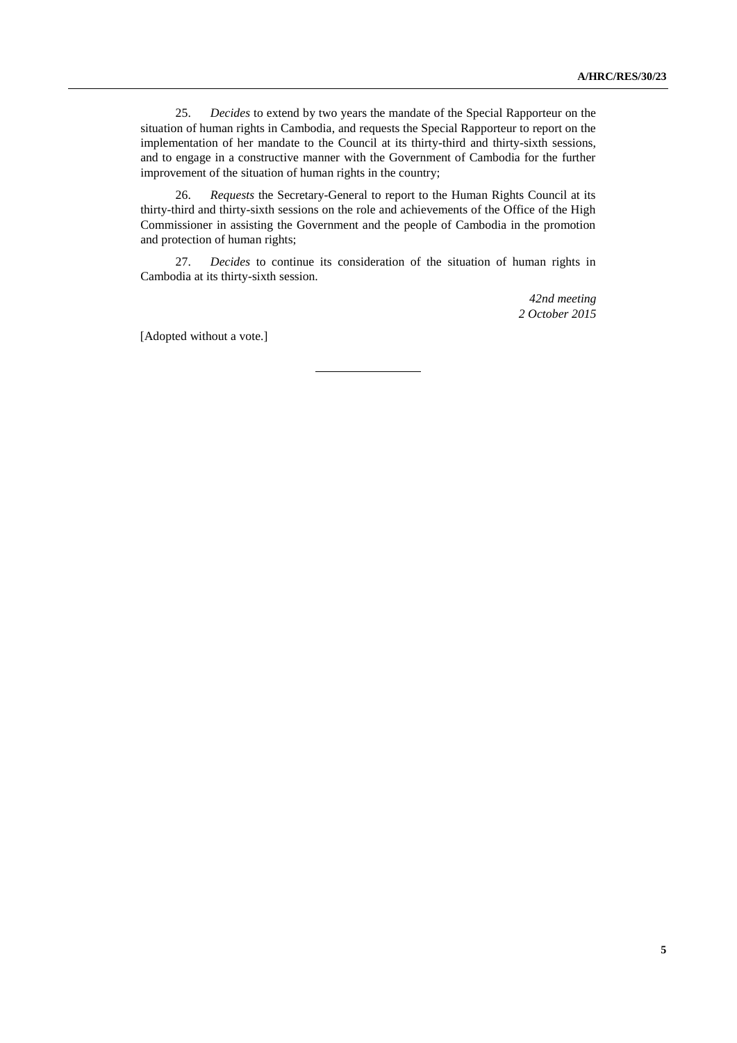25. *Decides* to extend by two years the mandate of the Special Rapporteur on the situation of human rights in Cambodia, and requests the Special Rapporteur to report on the implementation of her mandate to the Council at its thirty-third and thirty-sixth sessions, and to engage in a constructive manner with the Government of Cambodia for the further improvement of the situation of human rights in the country;

26. *Requests* the Secretary-General to report to the Human Rights Council at its thirty-third and thirty-sixth sessions on the role and achievements of the Office of the High Commissioner in assisting the Government and the people of Cambodia in the promotion and protection of human rights;

27. *Decides* to continue its consideration of the situation of human rights in Cambodia at its thirty-sixth session.

*42nd meeting*
*2 October 2015*

[Adopted without a vote.]